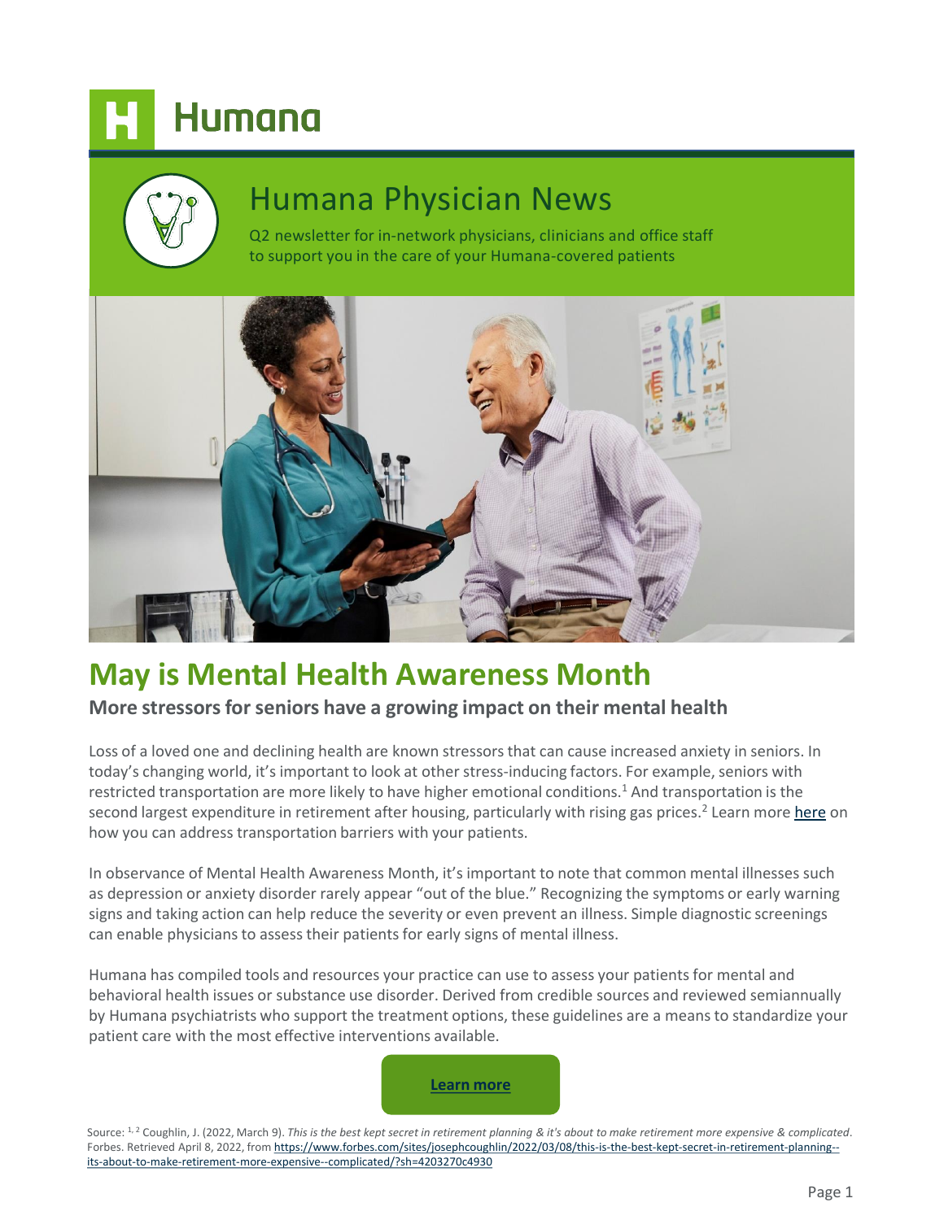# Humana

## Humana Physician News

Q2 newsletter for in-network physicians, clinicians and office staff to support you in the care of your Humana-covered patients

# May is Mental Health Awareness Month

### More stressors for seniors have a growing impact on their mental health

Loss of a loved one and declining health are known stressors that can cause increased anxiety in seniors. In today's changing world, it's important to look at other stress-inducing factors. For example, seniors with restricted transportation are more likely to have higher emotional conditions.[1] And transportation is the second largest expenditure in retirement after housing, particularly with rising gas prices.[2] Learn more here on how you can address transportation barriers with your patients.

In observance of Mental Health Awareness Month, it's important to note that common mental illnesses such as depression or anxiety disorder rarely appear "out of the blue." Recognizing the symptoms or early warning signs and taking action can help reduce the severity or even prevent an illness. Simple diagnostic screenings can enable physicians to assess their patients for early signs of mental illness.

Humana has compiled tools and resources your practice can use to assess your patients for mental and behavioral health issues or substance use disorder. Derived from credible sources and reviewed semiannually by Humana psychiatrists who support the treatment options, these guidelines are a means to standardize your patient care with the most effective interventions available.

**Learn more**

Source: [1, 2] Coughlin, J. (2022, March 9). *This is the best kept secret in retirement planning & it's about to make retirement more expensive & complicated*. Forbes. Retrieved April 8, 2022, from https://www.forbes.com/sites/josephcoughlin/2022/03/08/this-is-the-best-kept-secret-in-retirement-planning--its-about-to-make-retirement-more-expensive--complicated/?sh=4203270c4930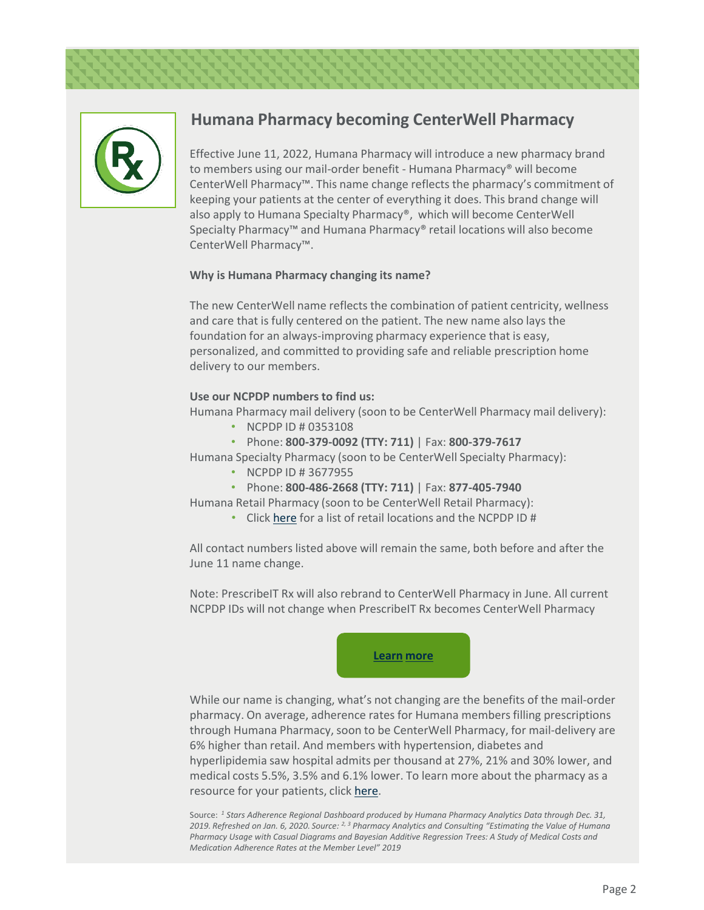## Humana Pharmacy becoming CenterWell Pharmacy

Effective June 11, 2022, Humana Pharmacy will introduce a new pharmacy brand to members using our mail-order benefit - Humana Pharmacy® will become CenterWell Pharmacy™. This name change reflects the pharmacy's commitment of keeping your patients at the center of everything it does. This brand change will also apply to Humana Specialty Pharmacy®, which will become CenterWell Specialty Pharmacy™ and Humana Pharmacy® retail locations will also become CenterWell Pharmacy™.

**Why is Humana Pharmacy changing its name?**

The new CenterWell name reflects the combination of patient centricity, wellness and care that is fully centered on the patient. The new name also lays the foundation for an always-improving pharmacy experience that is easy, personalized, and committed to providing safe and reliable prescription home delivery to our members.

**Use our NCPDP numbers to find us:**

Humana Pharmacy mail delivery (soon to be CenterWell Pharmacy mail delivery):

- NCPDP ID # 0353108
- Phone: **800-379-0092 (TTY: 711)** | Fax: **800-379-7617**

Humana Specialty Pharmacy (soon to be CenterWell Specialty Pharmacy):

- NCPDP ID # 3677955
- Phone: **800-486-2668 (TTY: 711)** | Fax: **877-405-7940**

Humana Retail Pharmacy (soon to be CenterWell Retail Pharmacy):

- Click here for a list of retail locations and the NCPDP ID #

All contact numbers listed above will remain the same, both before and after the June 11 name change.

Note: PrescribeIT Rx will also rebrand to CenterWell Pharmacy in June. All current NCPDP IDs will not change when PrescribeIT Rx becomes CenterWell Pharmacy

**Learn more**

While our name is changing, what's not changing are the benefits of the mail-order pharmacy. On average, adherence rates for Humana members filling prescriptions through Humana Pharmacy, soon to be CenterWell Pharmacy, for mail-delivery are 6% higher than retail. And members with hypertension, diabetes and hyperlipidemia saw hospital admits per thousand at 27%, 21% and 30% lower, and medical costs 5.5%, 3.5% and 6.1% lower. To learn more about the pharmacy as a resource for your patients, click here.

Source: [1] *Stars Adherence Regional Dashboard produced by Humana Pharmacy Analytics Data through Dec. 31, 2019. Refreshed on Jan. 6, 2020. Source:* [2, 3] *Pharmacy Analytics and Consulting "Estimating the Value of Humana Pharmacy Usage with Casual Diagrams and Bayesian Additive Regression Trees: A Study of Medical Costs and Medication Adherence Rates at the Member Level" 2019*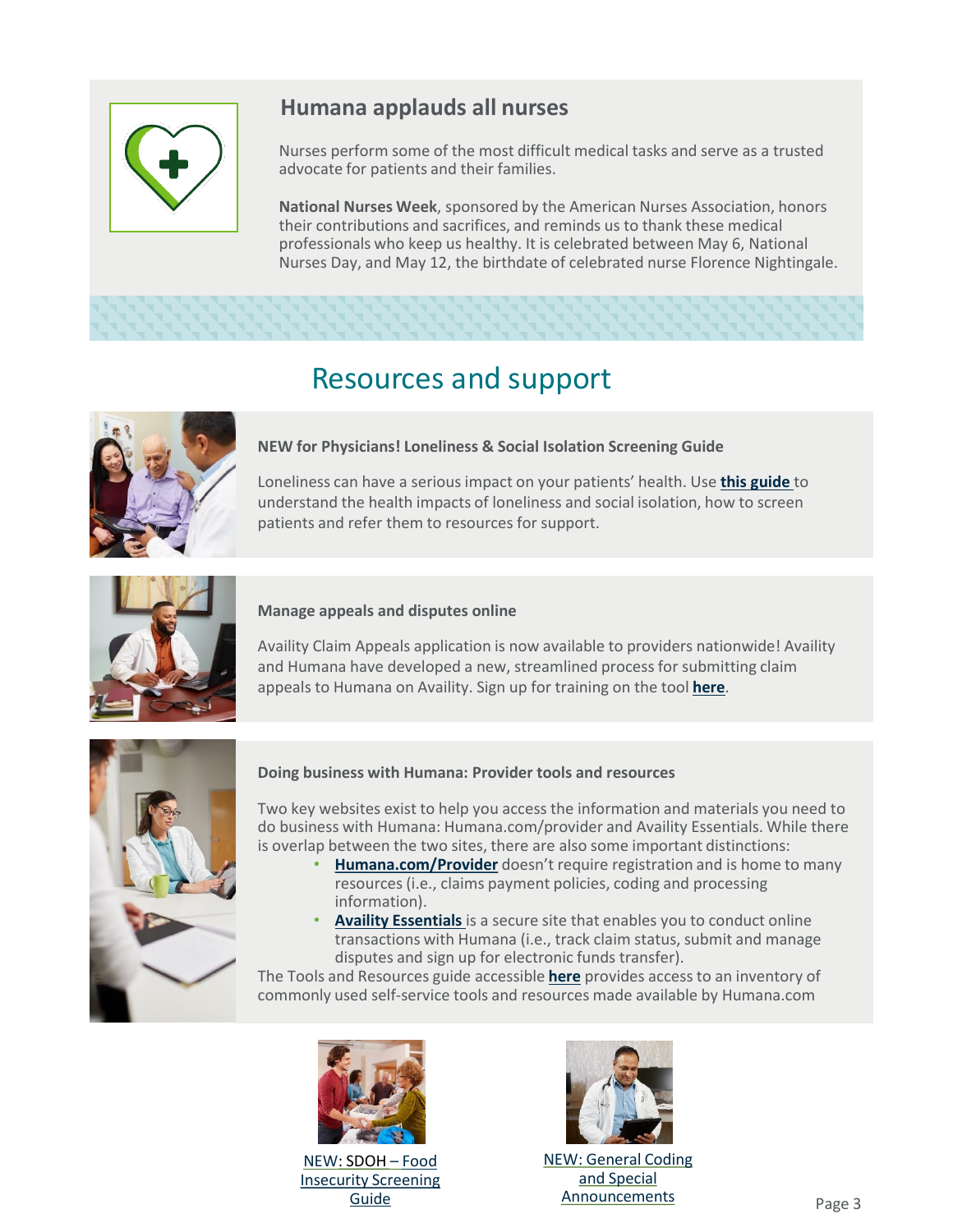## Humana applauds all nurses

Nurses perform some of the most difficult medical tasks and serve as a trusted advocate for patients and their families.

**National Nurses Week**, sponsored by the American Nurses Association, honors their contributions and sacrifices, and reminds us to thank these medical professionals who keep us healthy. It is celebrated between May 6, National Nurses Day, and May 12, the birthdate of celebrated nurse Florence Nightingale.

# Resources and support

### NEW for Physicians! Loneliness & Social Isolation Screening Guide

Loneliness can have a serious impact on your patients' health. Use **this guide** to understand the health impacts of loneliness and social isolation, how to screen patients and refer them to resources for support.

### Manage appeals and disputes online

Availity Claim Appeals application is now available to providers nationwide! Availity and Humana have developed a new, streamlined process for submitting claim appeals to Humana on Availity. Sign up for training on the tool **here**.

### Doing business with Humana: Provider tools and resources

Two key websites exist to help you access the information and materials you need to do business with Humana: Humana.com/provider and Availity Essentials. While there is overlap between the two sites, there are also some important distinctions:

- **Humana.com/Provider** doesn't require registration and is home to many resources (i.e., claims payment policies, coding and processing information).
- **Availity Essentials** is a secure site that enables you to conduct online transactions with Humana (i.e., track claim status, submit and manage disputes and sign up for electronic funds transfer).

The Tools and Resources guide accessible **here** provides access to an inventory of commonly used self-service tools and resources made available by Humana.com

NEW: SDOH – Food Insecurity Screening Guide

NEW: General Coding and Special Announcements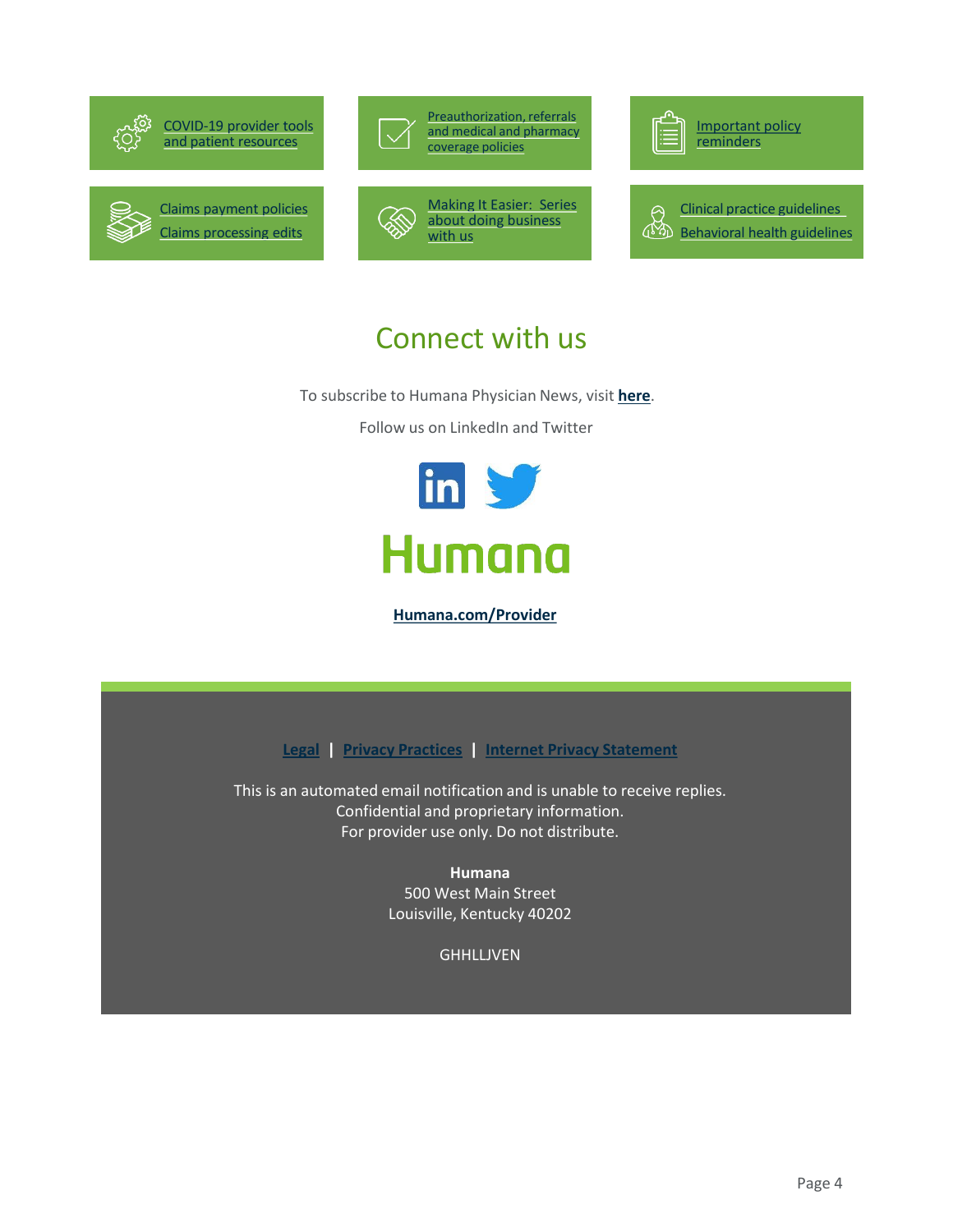COVID-19 provider tools and patient resources

Preauthorization, referrals and medical and pharmacy coverage policies

Important policy reminders

Claims payment policies

Claims processing edits

Making It Easier: Series about doing business with us

Clinical practice guidelines

Behavioral health guidelines

## Connect with us

To subscribe to Humana Physician News, visit **here**.

Follow us on LinkedIn and Twitter

Humana

**Humana.com/Provider**

**Legal** | **Privacy Practices** | **Internet Privacy Statement**

This is an automated email notification and is unable to receive replies.
Confidential and proprietary information.
For provider use only. Do not distribute.

**Humana**
500 West Main Street
Louisville, Kentucky 40202

GHHLLJVEN